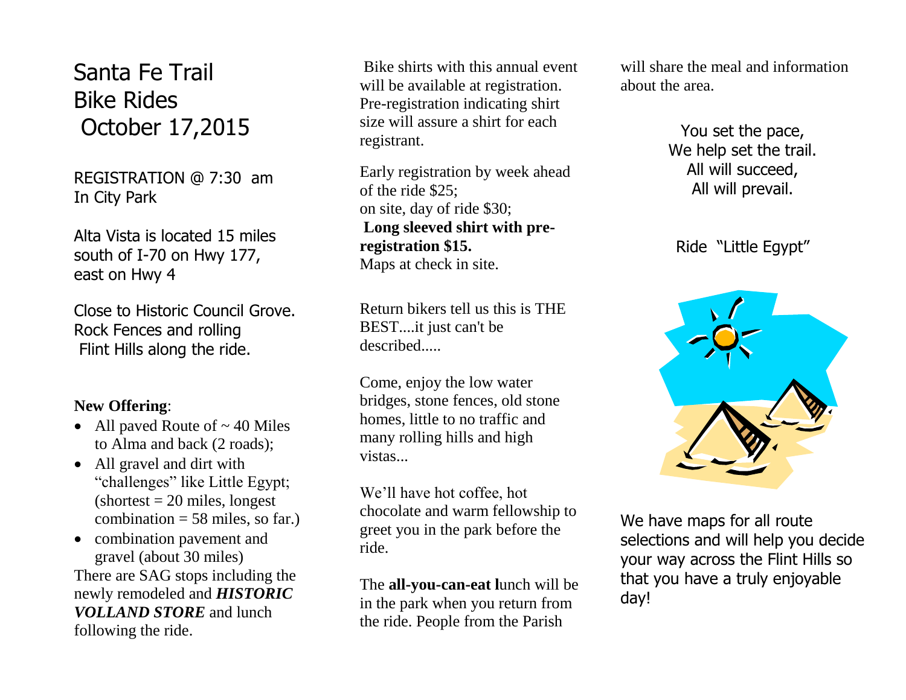# Santa Fe Trail Bike Rides October 17,2015

REGISTRATION @ 7:30 am
In City Park

Alta Vista is located 15 miles south of I-70 on Hwy 177, east on Hwy 4

Close to Historic Council Grove. Rock Fences and rolling Flint Hills along the ride.

**New Offering**:

- All paved Route of ~ 40 Miles to Alma and back (2 roads);
- All gravel and dirt with "challenges" like Little Egypt; (shortest = 20 miles, longest combination = 58 miles, so far.)
- combination pavement and gravel (about 30 miles)

There are SAG stops including the newly remodeled and ***HISTORIC VOLLAND STORE*** and lunch following the ride.

Bike shirts with this annual event will be available at registration. Pre-registration indicating shirt size will assure a shirt for each registrant.

Early registration by week ahead of the ride $25;
on site, day of ride $30;
**Long sleeved shirt with pre-registration $15.**
Maps at check in site.

Return bikers tell us this is THE BEST....it just can't be described.....

Come, enjoy the low water bridges, stone fences, old stone homes, little to no traffic and many rolling hills and high vistas...

We'll have hot coffee, hot chocolate and warm fellowship to greet you in the park before the ride.

The **all-you-can-eat l**unch will be in the park when you return from the ride. People from the Parish will share the meal and information about the area.

You set the pace,
We help set the trail.
All will succeed,
All will prevail.

Ride "Little Egypt"

We have maps for all route selections and will help you decide your way across the Flint Hills so that you have a truly enjoyable day!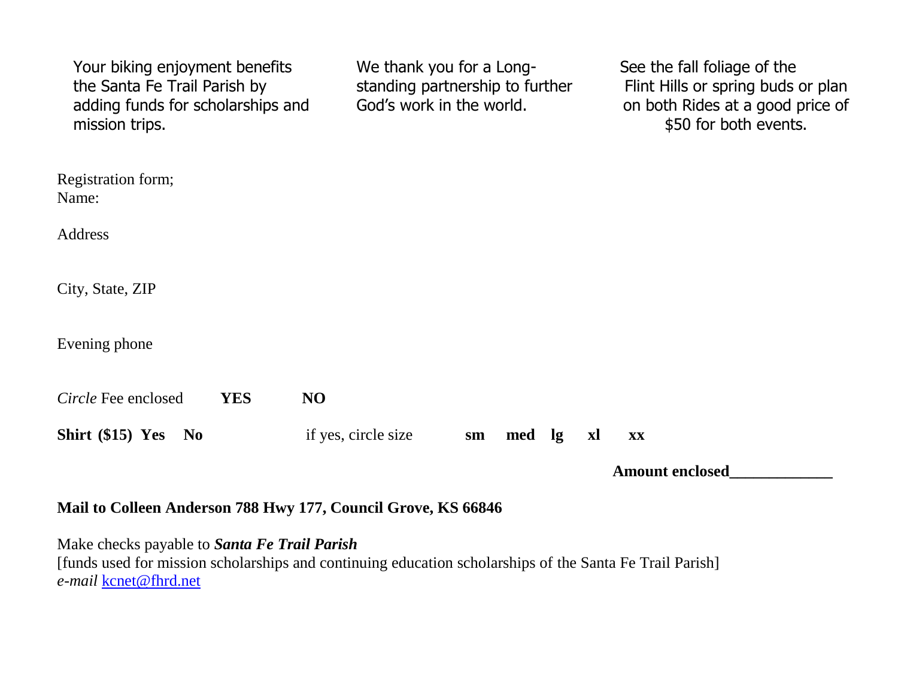Your biking enjoyment benefits the Santa Fe Trail Parish by adding funds for scholarships and mission trips.

We thank you for a Long-standing partnership to further God's work in the world.

See the fall foliage of the Flint Hills or spring buds or plan on both Rides at a good price of $50 for both events.

Registration form;
Name:

Address

City, State, ZIP

Evening phone

*Circle* Fee enclosed **YES** **NO**

**Shirt ($15) Yes No** if yes, circle size **sm med lg xl xx**

**Amount enclosed____________**

**Mail to Colleen Anderson 788 Hwy 177, Council Grove, KS 66846**

Make checks payable to ***Santa Fe Trail Parish***
[funds used for mission scholarships and continuing education scholarships of the Santa Fe Trail Parish]
*e-mail* kcnet@fhrd.net